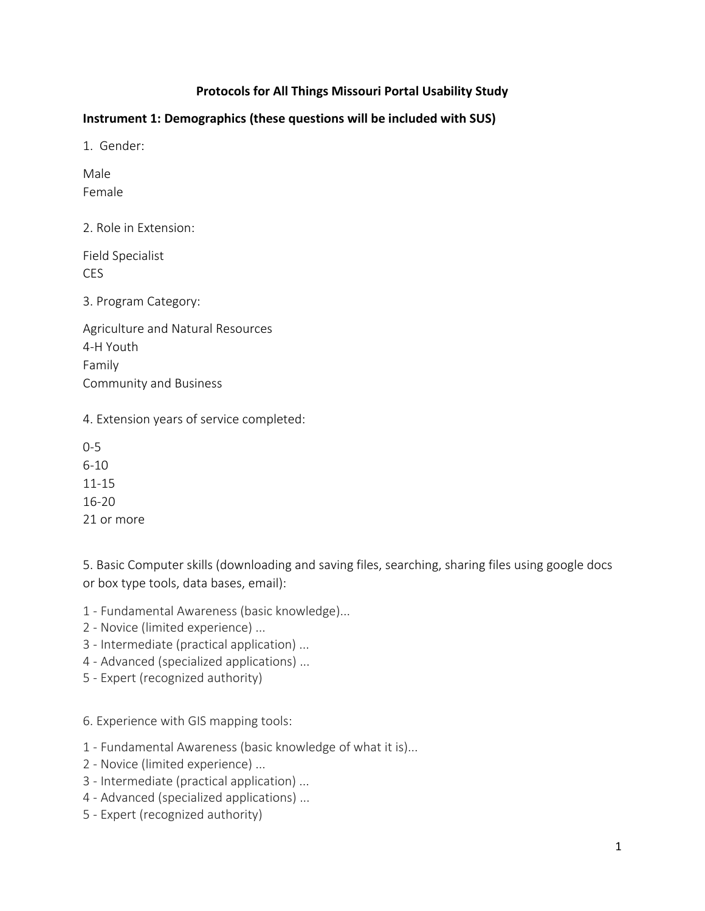# Protocols for All Things Missouri Portal Usability Study

## Instrument 1: Demographics (these questions will be included with SUS)

1. Gender:

Male
Female

2. Role in Extension:

Field Specialist
CES

3. Program Category:

Agriculture and Natural Resources
4-H Youth
Family
Community and Business

4. Extension years of service completed:

0-5
6-10
11-15
16-20
21 or more

5. Basic Computer skills (downloading and saving files, searching, sharing files using google docs or box type tools, data bases, email):

1 - Fundamental Awareness (basic knowledge)...
2 - Novice (limited experience) ...
3 - Intermediate (practical application) ...
4 - Advanced (specialized applications) ...
5 - Expert (recognized authority)

6. Experience with GIS mapping tools:

1 - Fundamental Awareness (basic knowledge of what it is)...
2 - Novice (limited experience) ...
3 - Intermediate (practical application) ...
4 - Advanced (specialized applications) ...
5 - Expert (recognized authority)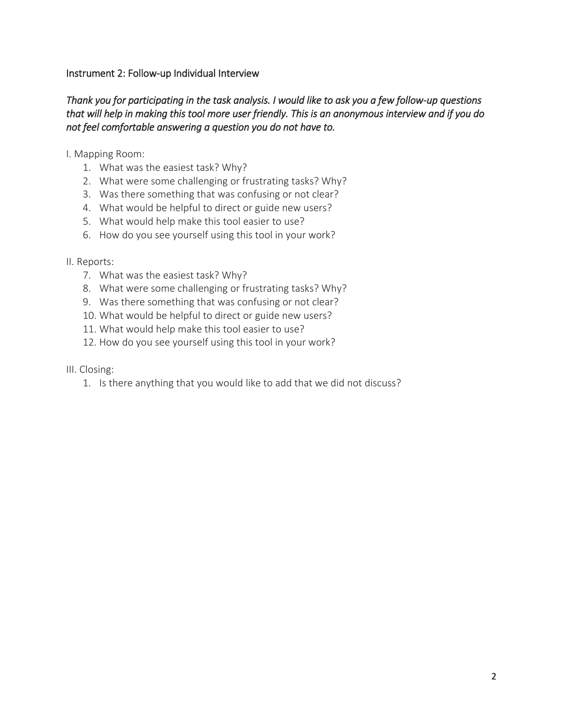## Instrument 2: Follow-up Individual Interview

*Thank you for participating in the task analysis. I would like to ask you a few follow-up questions that will help in making this tool more user friendly. This is an anonymous interview and if you do not feel comfortable answering a question you do not have to.*

I. Mapping Room:

1. What was the easiest task? Why?
2. What were some challenging or frustrating tasks? Why?
3. Was there something that was confusing or not clear?
4. What would be helpful to direct or guide new users?
5. What would help make this tool easier to use?
6. How do you see yourself using this tool in your work?

II. Reports:

7. What was the easiest task? Why?
8. What were some challenging or frustrating tasks? Why?
9. Was there something that was confusing or not clear?
10. What would be helpful to direct or guide new users?
11. What would help make this tool easier to use?
12. How do you see yourself using this tool in your work?

III. Closing:

1. Is there anything that you would like to add that we did not discuss?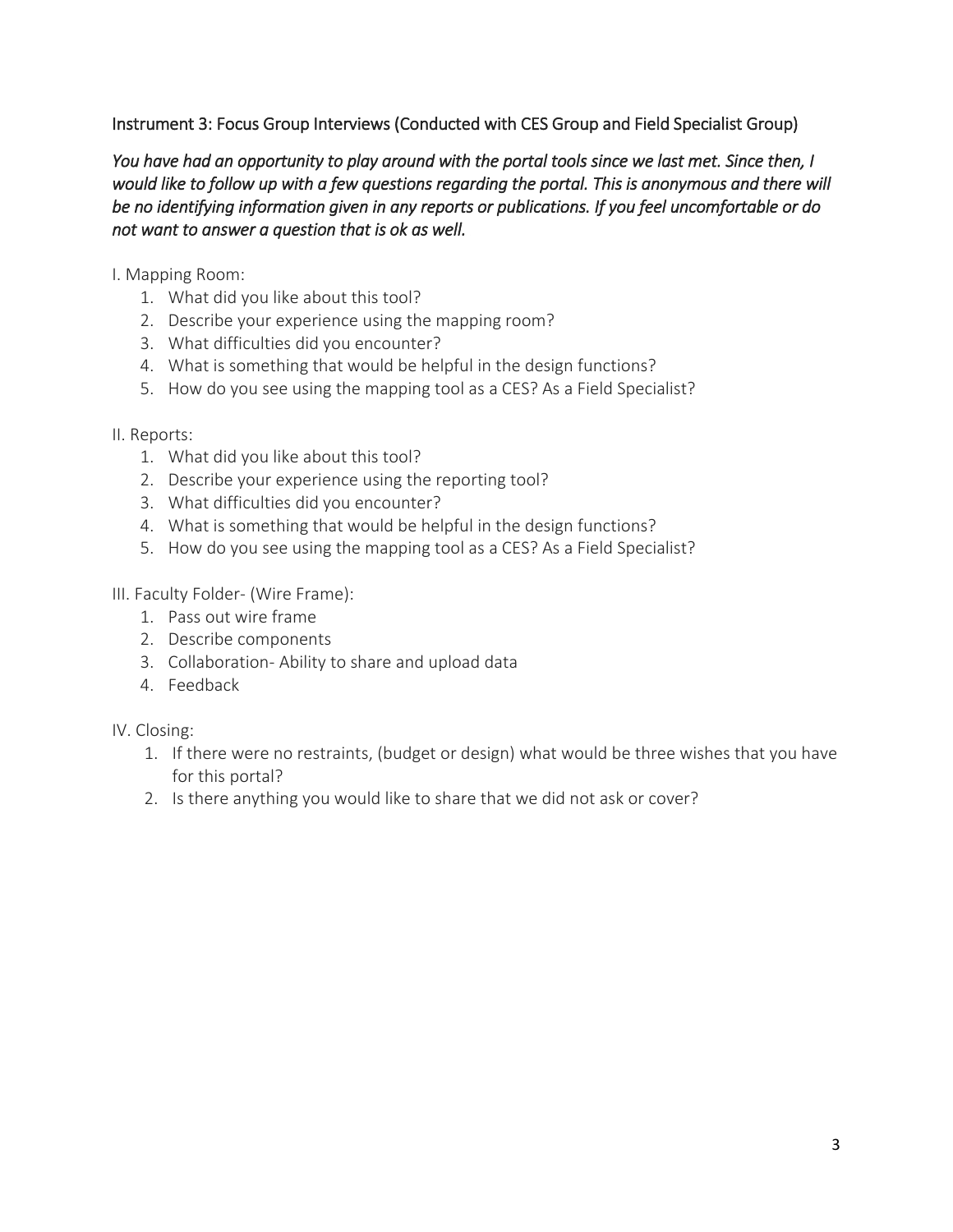## Instrument 3: Focus Group Interviews (Conducted with CES Group and Field Specialist Group)

*You have had an opportunity to play around with the portal tools since we last met. Since then, I would like to follow up with a few questions regarding the portal. This is anonymous and there will be no identifying information given in any reports or publications. If you feel uncomfortable or do not want to answer a question that is ok as well.*

I. Mapping Room:

1. What did you like about this tool?
2. Describe your experience using the mapping room?
3. What difficulties did you encounter?
4. What is something that would be helpful in the design functions?
5. How do you see using the mapping tool as a CES? As a Field Specialist?

II. Reports:

1. What did you like about this tool?
2. Describe your experience using the reporting tool?
3. What difficulties did you encounter?
4. What is something that would be helpful in the design functions?
5. How do you see using the mapping tool as a CES? As a Field Specialist?

III. Faculty Folder- (Wire Frame):

1. Pass out wire frame
2. Describe components
3. Collaboration- Ability to share and upload data
4. Feedback

IV. Closing:

1. If there were no restraints, (budget or design) what would be three wishes that you have for this portal?
2. Is there anything you would like to share that we did not ask or cover?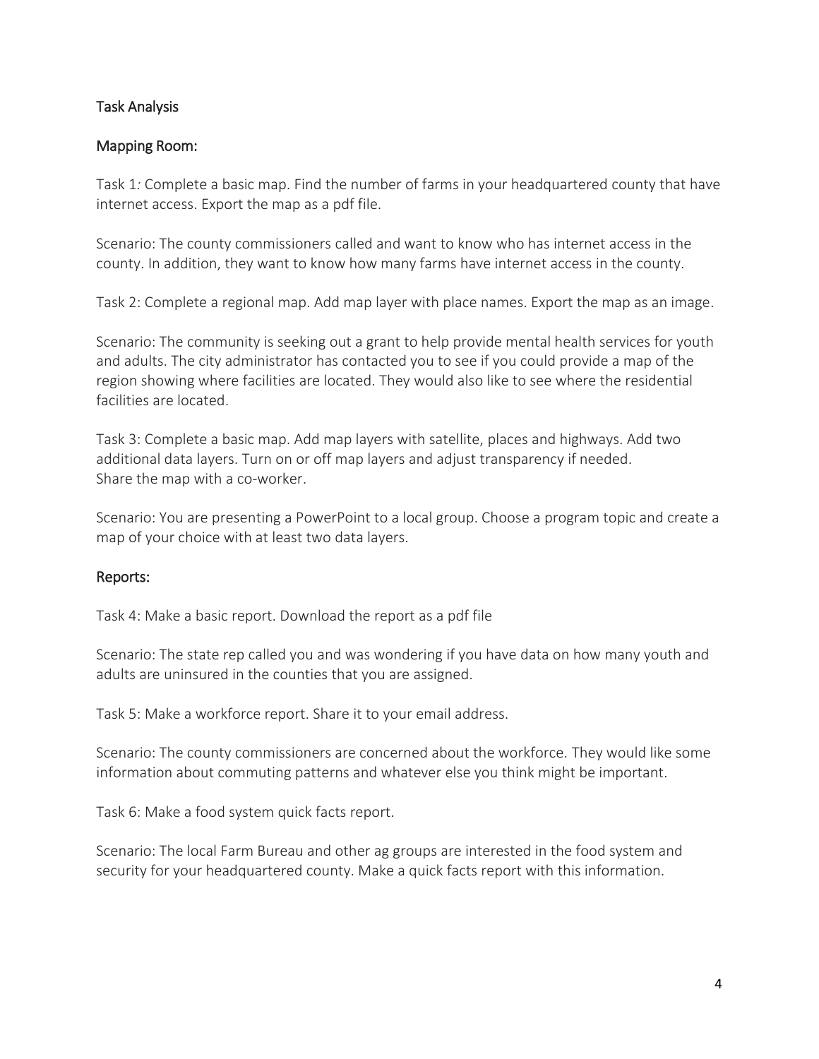## Task Analysis

### Mapping Room:

Task 1: Complete a basic map. Find the number of farms in your headquartered county that have internet access. Export the map as a pdf file.

Scenario: The county commissioners called and want to know who has internet access in the county. In addition, they want to know how many farms have internet access in the county.

Task 2: Complete a regional map. Add map layer with place names. Export the map as an image.

Scenario: The community is seeking out a grant to help provide mental health services for youth and adults. The city administrator has contacted you to see if you could provide a map of the region showing where facilities are located. They would also like to see where the residential facilities are located.

Task 3: Complete a basic map. Add map layers with satellite, places and highways. Add two additional data layers. Turn on or off map layers and adjust transparency if needed.
Share the map with a co-worker.

Scenario: You are presenting a PowerPoint to a local group. Choose a program topic and create a map of your choice with at least two data layers.

### Reports:

Task 4: Make a basic report. Download the report as a pdf file

Scenario: The state rep called you and was wondering if you have data on how many youth and adults are uninsured in the counties that you are assigned.

Task 5: Make a workforce report. Share it to your email address.

Scenario: The county commissioners are concerned about the workforce. They would like some information about commuting patterns and whatever else you think might be important.

Task 6: Make a food system quick facts report.

Scenario: The local Farm Bureau and other ag groups are interested in the food system and security for your headquartered county. Make a quick facts report with this information.